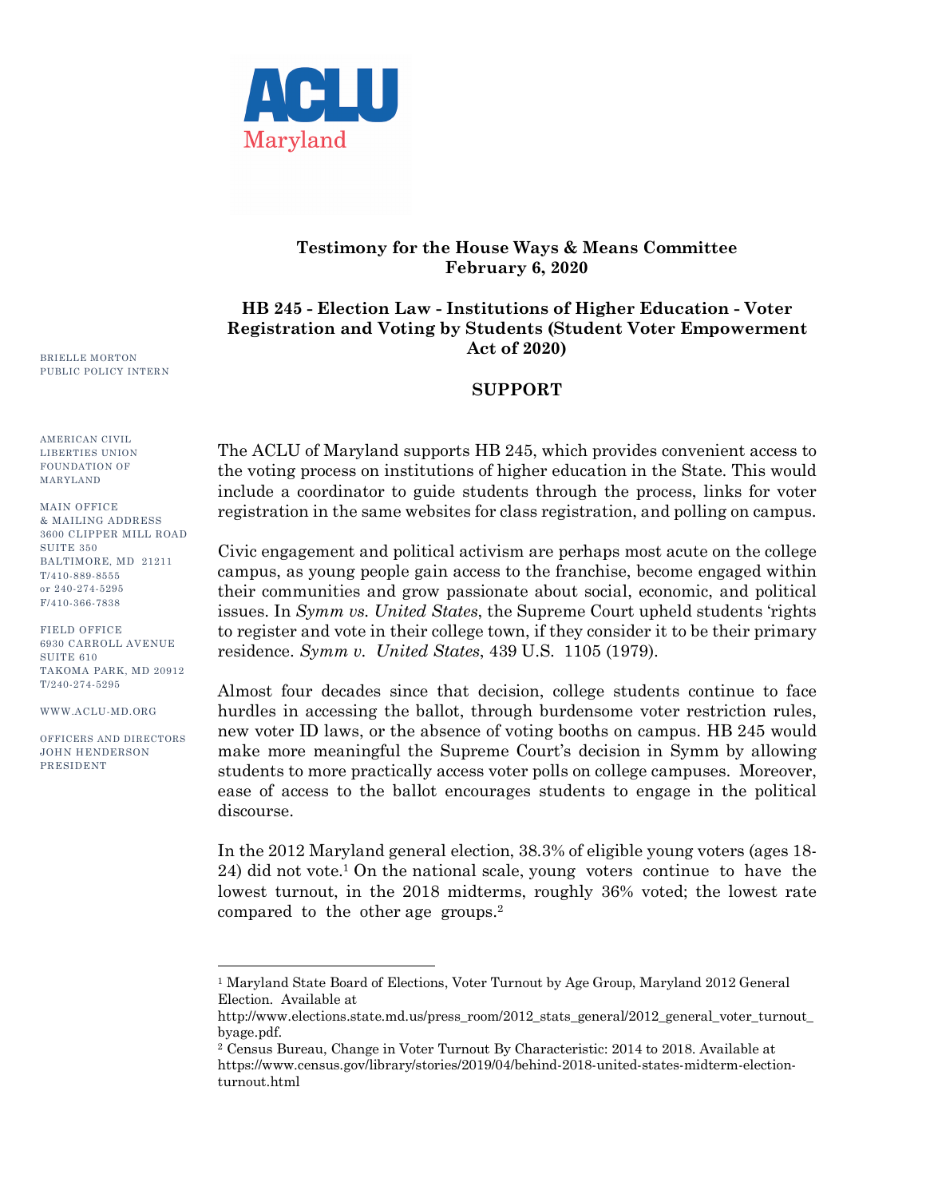ACLU Maryland

**Testimony for the House Ways & Means Committee**
**February 6, 2020**

**HB 245 - Election Law - Institutions of Higher Education - Voter Registration and Voting by Students (Student Voter Empowerment Act of 2020)**

**SUPPORT**

BRIELLE MORTON
PUBLIC POLICY INTERN

AMERICAN CIVIL LIBERTIES UNION FOUNDATION OF MARYLAND

MAIN OFFICE
& MAILING ADDRESS
3600 CLIPPER MILL ROAD
SUITE 350
BALTIMORE, MD 21211
T/410-889-8555
or 240-274-5295
F/410-366-7838

FIELD OFFICE
6930 CARROLL AVENUE
SUITE 610
TAKOMA PARK, MD 20912
T/240-274-5295

WWW.ACLU-MD.ORG

OFFICERS AND DIRECTORS
JOHN HENDERSON
PRESIDENT

The ACLU of Maryland supports HB 245, which provides convenient access to the voting process on institutions of higher education in the State. This would include a coordinator to guide students through the process, links for voter registration in the same websites for class registration, and polling on campus.

Civic engagement and political activism are perhaps most acute on the college campus, as young people gain access to the franchise, become engaged within their communities and grow passionate about social, economic, and political issues. In *Symm vs. United States*, the Supreme Court upheld students 'rights to register and vote in their college town, if they consider it to be their primary residence. *Symm v. United States*, 439 U.S. 1105 (1979).

Almost four decades since that decision, college students continue to face hurdles in accessing the ballot, through burdensome voter restriction rules, new voter ID laws, or the absence of voting booths on campus. HB 245 would make more meaningful the Supreme Court's decision in Symm by allowing students to more practically access voter polls on college campuses. Moreover, ease of access to the ballot encourages students to engage in the political discourse.

In the 2012 Maryland general election, 38.3% of eligible young voters (ages 18-24) did not vote.[1] On the national scale, young voters continue to have the lowest turnout, in the 2018 midterms, roughly 36% voted; the lowest rate compared to the other age groups.[2]

---

[1] Maryland State Board of Elections, Voter Turnout by Age Group, Maryland 2012 General Election. Available at http://www.elections.state.md.us/press_room/2012_stats_general/2012_general_voter_turnout_byage.pdf.

[2] Census Bureau, Change in Voter Turnout By Characteristic: 2014 to 2018. Available at https://www.census.gov/library/stories/2019/04/behind-2018-united-states-midterm-election-turnout.html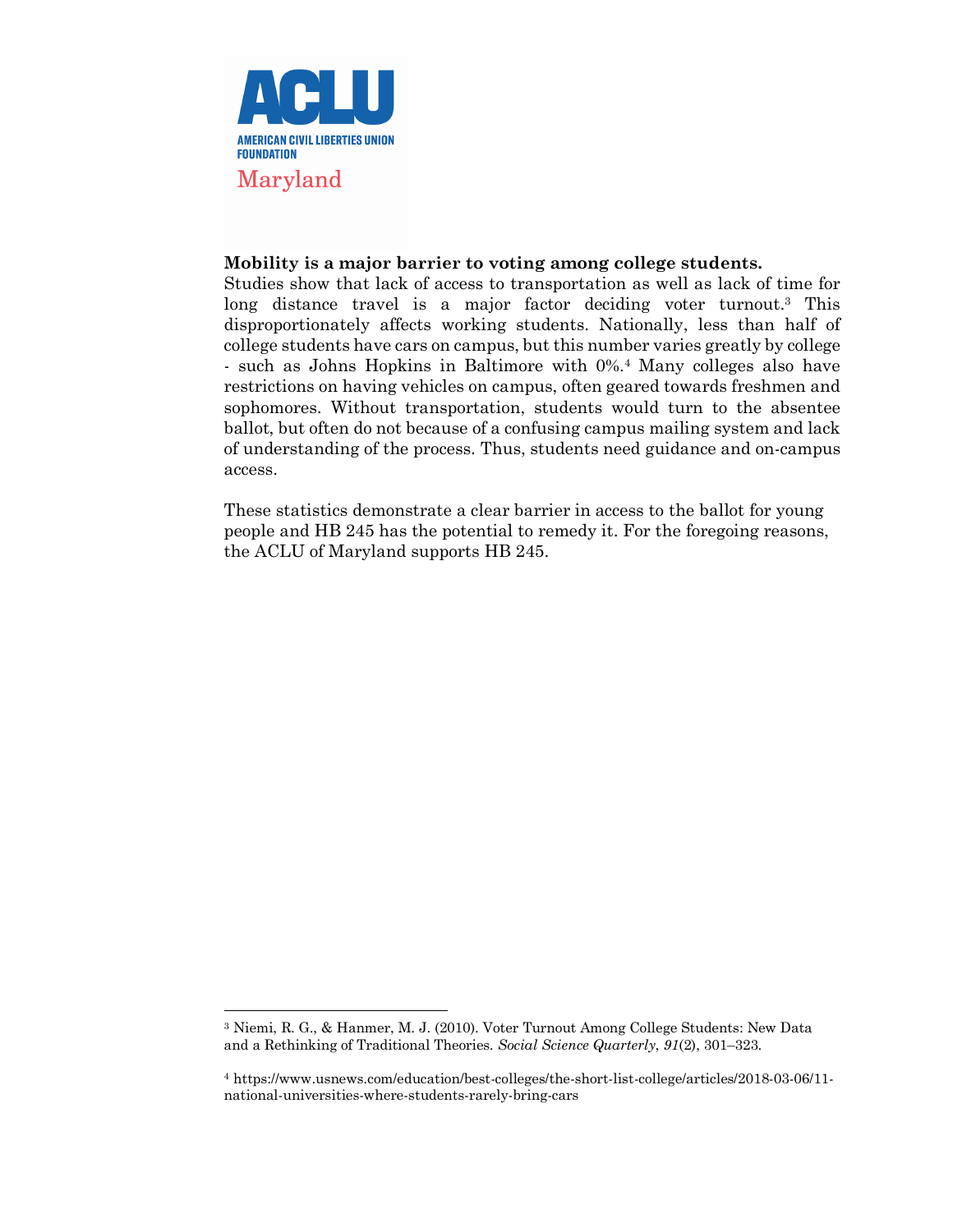**ACLU**
**AMERICAN CIVIL LIBERTIES UNION FOUNDATION**
Maryland

**Mobility is a major barrier to voting among college students.**
Studies show that lack of access to transportation as well as lack of time for long distance travel is a major factor deciding voter turnout.[3] This disproportionately affects working students. Nationally, less than half of college students have cars on campus, but this number varies greatly by college - such as Johns Hopkins in Baltimore with 0%.[4] Many colleges also have restrictions on having vehicles on campus, often geared towards freshmen and sophomores. Without transportation, students would turn to the absentee ballot, but often do not because of a confusing campus mailing system and lack of understanding of the process. Thus, students need guidance and on-campus access.

These statistics demonstrate a clear barrier in access to the ballot for young people and HB 245 has the potential to remedy it. For the foregoing reasons, the ACLU of Maryland supports HB 245.

---

[3] Niemi, R. G., & Hanmer, M. J. (2010). Voter Turnout Among College Students: New Data and a Rethinking of Traditional Theories. *Social Science Quarterly*, *91*(2), 301–323.

[4] https://www.usnews.com/education/best-colleges/the-short-list-college/articles/2018-03-06/11-national-universities-where-students-rarely-bring-cars